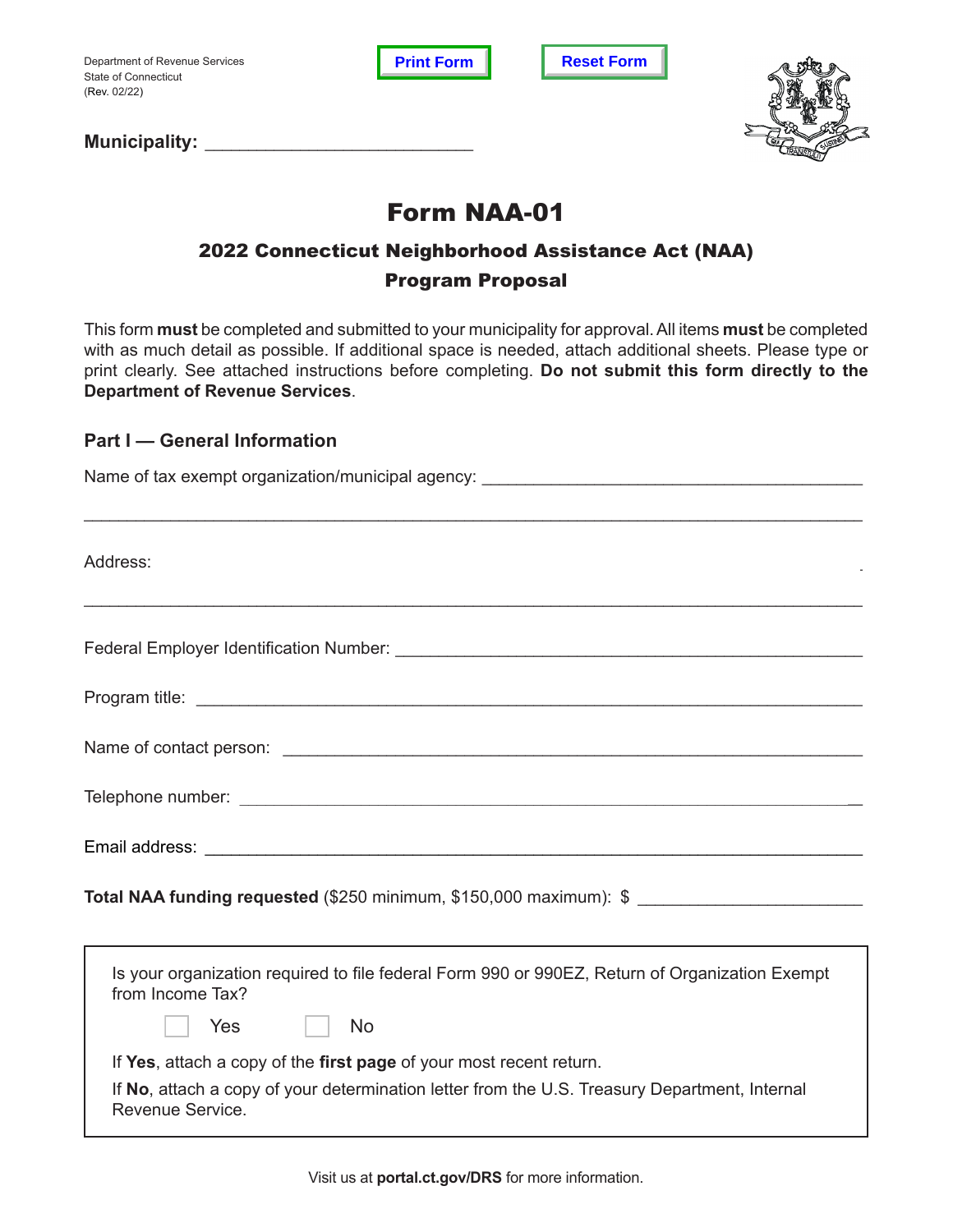Department of Revenue Services
State of Connecticut
(Rev. 02/22)

**Municipality:** ___________________________

# Form NAA-01

## 2022 Connecticut Neighborhood Assistance Act (NAA) Program Proposal

This form **must** be completed and submitted to your municipality for approval. All items **must** be completed with as much detail as possible. If additional space is needed, attach additional sheets. Please type or print clearly. See attached instructions before completing. **Do not submit this form directly to the Department of Revenue Services**.

### Part I — General Information

Name of tax exempt organization/municipal agency: ________________________________________

_______________________________________________________________________________

Address:

_______________________________________________________________________________

Federal Employer Identification Number: __________________________________________

Program title: _________________________________________________________________

Name of contact person: _________________________________________________________

Telephone number: ______________________________________________________________

Email address: _________________________________________________________________

**Total NAA funding requested** ($250 minimum, $150,000 maximum): $ ______________________

Is your organization required to file federal Form 990 or 990EZ, Return of Organization Exempt from Income Tax?

☐ Yes ☐ No

If **Yes**, attach a copy of the **first page** of your most recent return.

If **No**, attach a copy of your determination letter from the U.S. Treasury Department, Internal Revenue Service.

Visit us at **portal.ct.gov/DRS** for more information.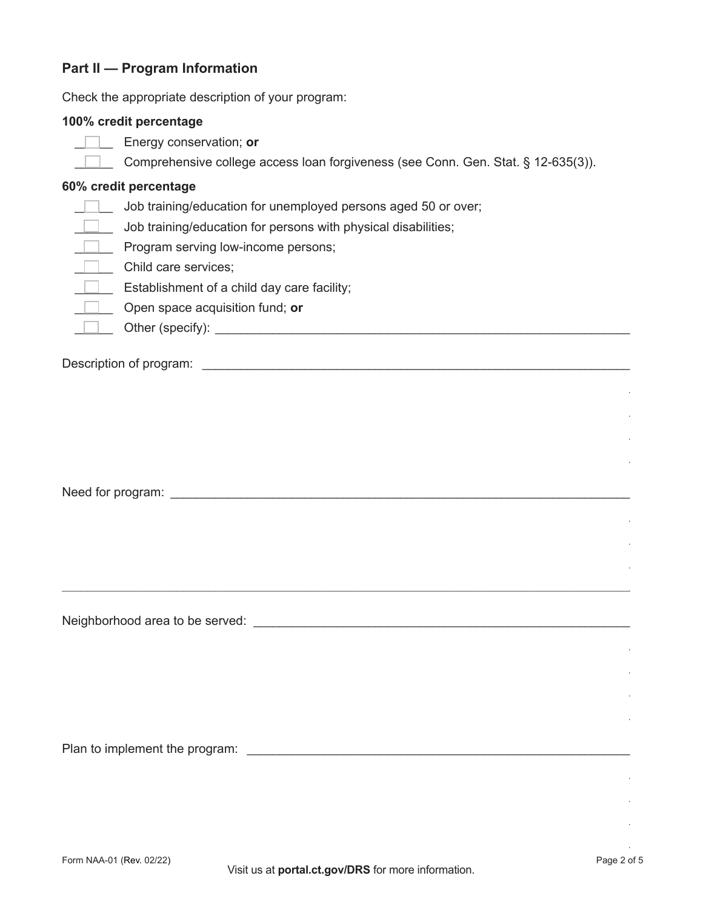## Part II — Program Information

Check the appropriate description of your program:

**100% credit percentage**

- ☐ Energy conservation; **or**
- ☐ Comprehensive college access loan forgiveness (see Conn. Gen. Stat. § 12-635(3)).

**60% credit percentage**

- ☐ Job training/education for unemployed persons aged 50 or over;
- ☐ Job training/education for persons with physical disabilities;
- ☐ Program serving low-income persons;
- ☐ Child care services;
- ☐ Establishment of a child day care facility;
- ☐ Open space acquisition fund; **or**
- ☐ Other (specify): ____________________

Description of program: ____________________

Need for program: ____________________

Neighborhood area to be served: ____________________

Plan to implement the program: ____________________

Form NAA-01 (Rev. 02/22)

Visit us at **portal.ct.gov/DRS** for more information.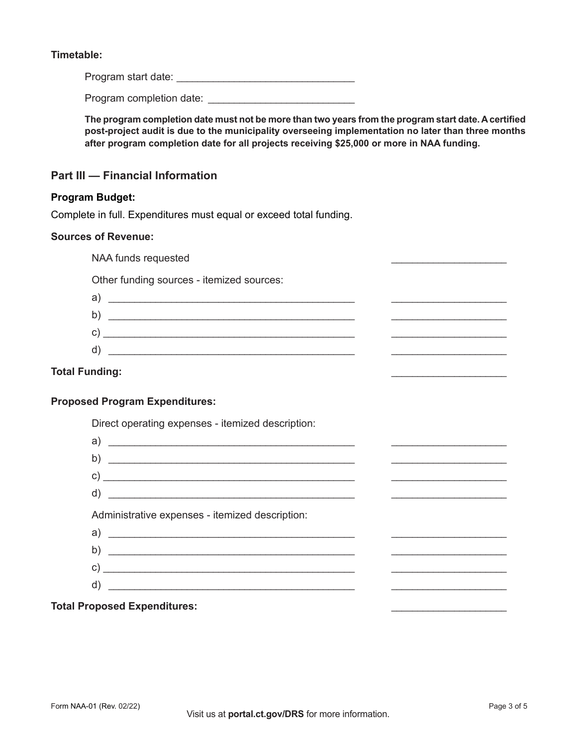**Timetable:**

Program start date: ______________________________

Program completion date: ________________________

**The program completion date must not be more than two years from the program start date. A certified post-project audit is due to the municipality overseeing implementation no later than three months after program completion date for all projects receiving $25,000 or more in NAA funding.**

## Part III — Financial Information

**Program Budget:**

Complete in full. Expenditures must equal or exceed total funding.

**Sources of Revenue:**

NAA funds requested ____________________

Other funding sources - itemized sources:

a) ____________________________________________ ____________________

b) ____________________________________________ ____________________

c) ____________________________________________ ____________________

d) ____________________________________________ ____________________

**Total Funding:** ____________________

**Proposed Program Expenditures:**

Direct operating expenses - itemized description:

a) ____________________________________________ ____________________

b) ____________________________________________ ____________________

c) ____________________________________________ ____________________

d) ____________________________________________ ____________________

Administrative expenses - itemized description:

a) ____________________________________________ ____________________

b) ____________________________________________ ____________________

c) ____________________________________________ ____________________

d) ____________________________________________ ____________________

**Total Proposed Expenditures:** ____________________

Form NAA-01 (Rev. 02/22)

Visit us at **portal.ct.gov/DRS** for more information.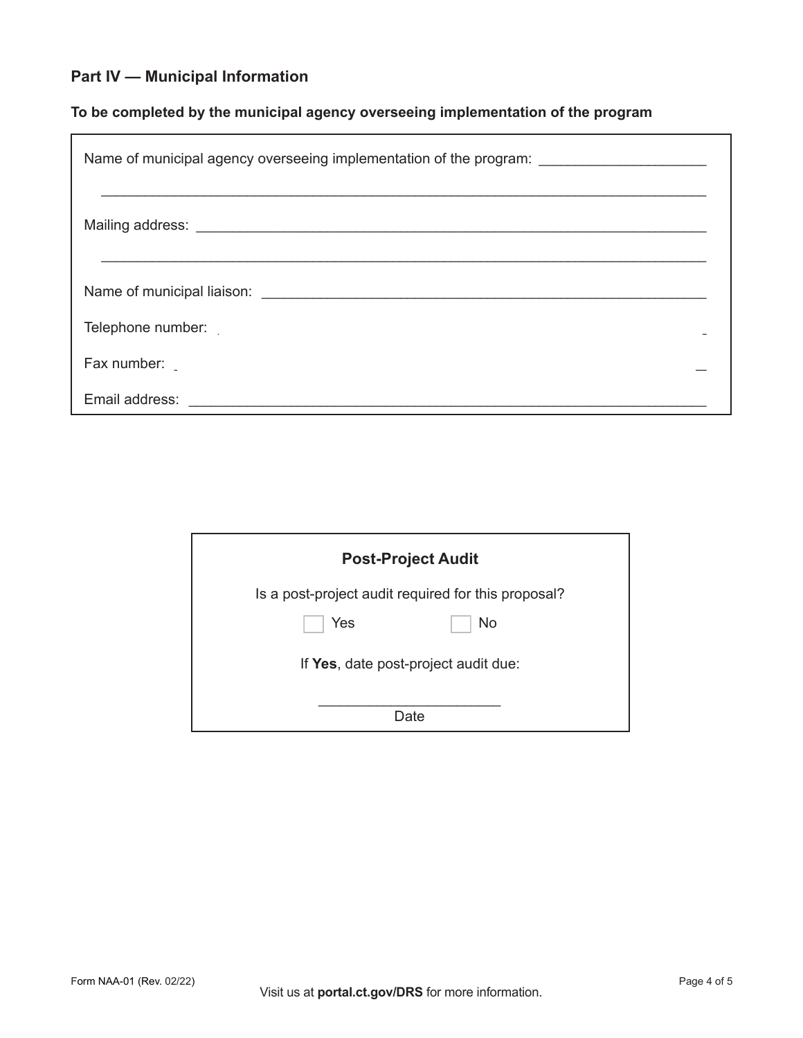## Part IV — Municipal Information

**To be completed by the municipal agency overseeing implementation of the program**

Name of municipal agency overseeing implementation of the program: ____________________

______________________________________________________________________________

Mailing address: ______________________________________________________________

______________________________________________________________________________

Name of municipal liaison: ______________________________________________________

Telephone number: ____________________________________________________________

Fax number: _________________________________________________________________

Email address: ________________________________________________________________

**Post-Project Audit**

Is a post-project audit required for this proposal?

☐ Yes ☐ No

If **Yes**, date post-project audit due:

______________________
Date

Form NAA-01 (Rev. 02/22)

Visit us at **portal.ct.gov/DRS** for more information.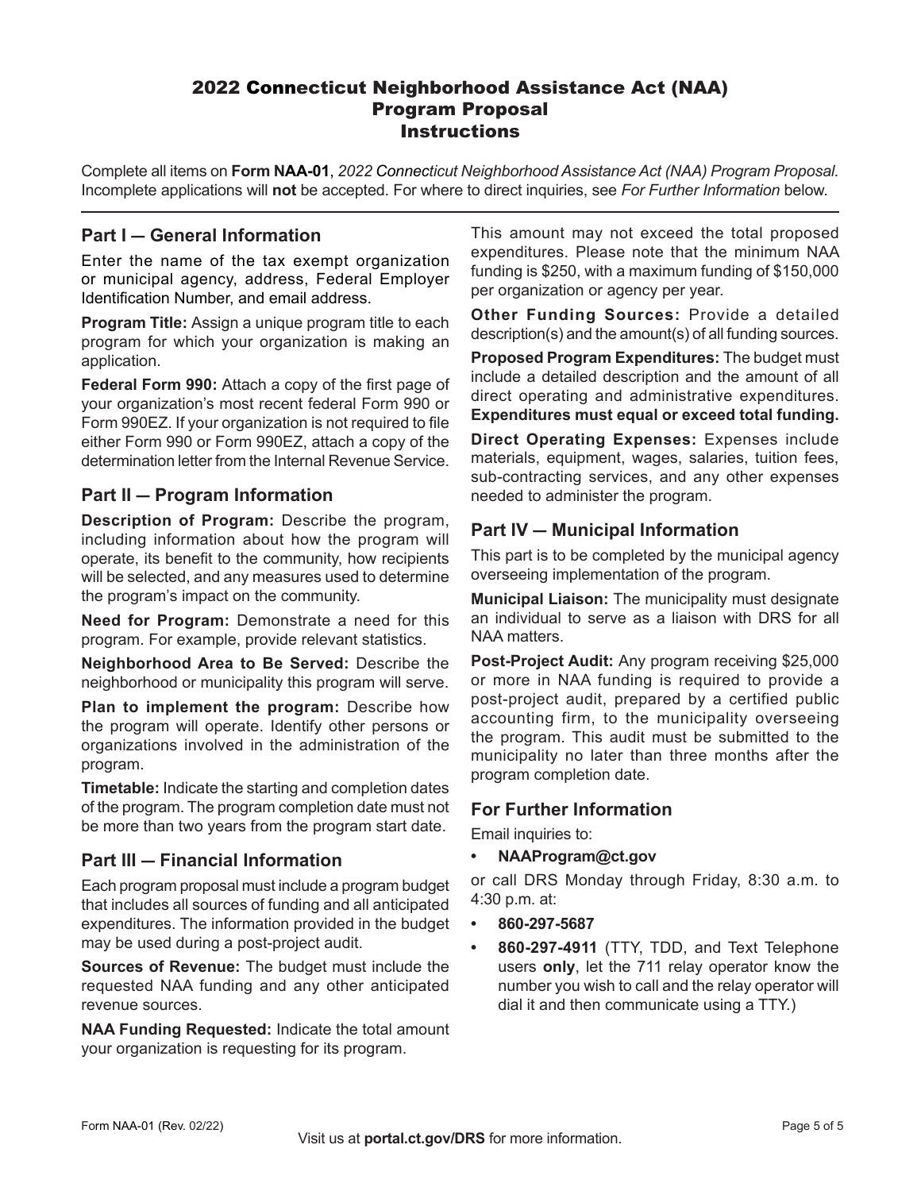# 2022 Connecticut Neighborhood Assistance Act (NAA) Program Proposal Instructions

Complete all items on **Form NAA-01**, *2022 Connecticut Neighborhood Assistance Act (NAA) Program Proposal.* Incomplete applications will **not** be accepted. For where to direct inquiries, see *For Further Information* below.

## Part I — General Information

Enter the name of the tax exempt organization or municipal agency, address, Federal Employer Identification Number, and email address.

**Program Title:** Assign a unique program title to each program for which your organization is making an application.

**Federal Form 990:** Attach a copy of the first page of your organization's most recent federal Form 990 or Form 990EZ. If your organization is not required to file either Form 990 or Form 990EZ, attach a copy of the determination letter from the Internal Revenue Service.

## Part II — Program Information

**Description of Program:** Describe the program, including information about how the program will operate, its benefit to the community, how recipients will be selected, and any measures used to determine the program's impact on the community.

**Need for Program:** Demonstrate a need for this program. For example, provide relevant statistics.

**Neighborhood Area to Be Served:** Describe the neighborhood or municipality this program will serve.

**Plan to implement the program:** Describe how the program will operate. Identify other persons or organizations involved in the administration of the program.

**Timetable:** Indicate the starting and completion dates of the program. The program completion date must not be more than two years from the program start date.

## Part III — Financial Information

Each program proposal must include a program budget that includes all sources of funding and all anticipated expenditures. The information provided in the budget may be used during a post-project audit.

**Sources of Revenue:** The budget must include the requested NAA funding and any other anticipated revenue sources.

**NAA Funding Requested:** Indicate the total amount your organization is requesting for its program. This amount may not exceed the total proposed expenditures. Please note that the minimum NAA funding is $250, with a maximum funding of $150,000 per organization or agency per year.

**Other Funding Sources:** Provide a detailed description(s) and the amount(s) of all funding sources.

**Proposed Program Expenditures:** The budget must include a detailed description and the amount of all direct operating and administrative expenditures. **Expenditures must equal or exceed total funding.**

**Direct Operating Expenses:** Expenses include materials, equipment, wages, salaries, tuition fees, sub-contracting services, and any other expenses needed to administer the program.

## Part IV — Municipal Information

This part is to be completed by the municipal agency overseeing implementation of the program.

**Municipal Liaison:** The municipality must designate an individual to serve as a liaison with DRS for all NAA matters.

**Post-Project Audit:** Any program receiving $25,000 or more in NAA funding is required to provide a post-project audit, prepared by a certified public accounting firm, to the municipality overseeing the program. This audit must be submitted to the municipality no later than three months after the program completion date.

## For Further Information

Email inquiries to:

- **NAAProgram@ct.gov**

or call DRS Monday through Friday, 8:30 a.m. to 4:30 p.m. at:

- **860-297-5687**
- **860-297-4911** (TTY, TDD, and Text Telephone users **only**, let the 711 relay operator know the number you wish to call and the relay operator will dial it and then communicate using a TTY.)

Visit us at **portal.ct.gov/DRS** for more information.